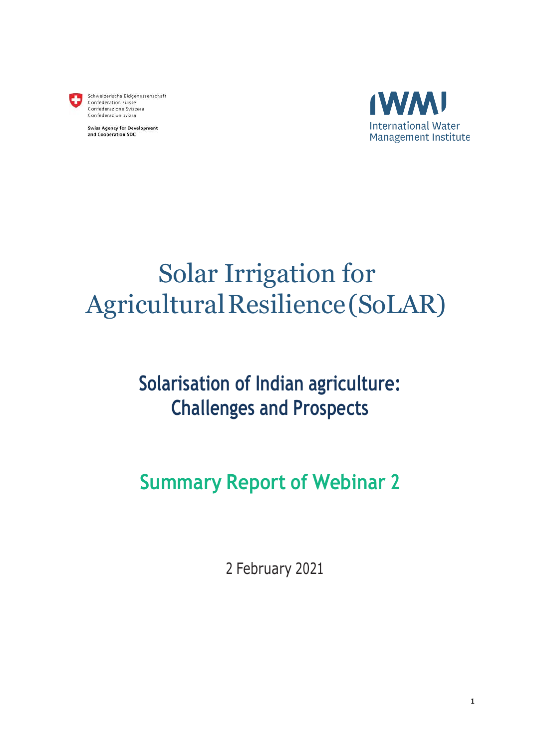Schweizerische Eidgenossenschaft
Confédération suisse
Confederazione Svizzera
Confederaziun svizra

Swiss Agency for Development
and Cooperation SDC

IWMI
International Water
Management Institute

# Solar Irrigation for Agricultural Resilience (SoLAR)

## Solarisation of Indian agriculture: Challenges and Prospects

## Summary Report of Webinar 2

2 February 2021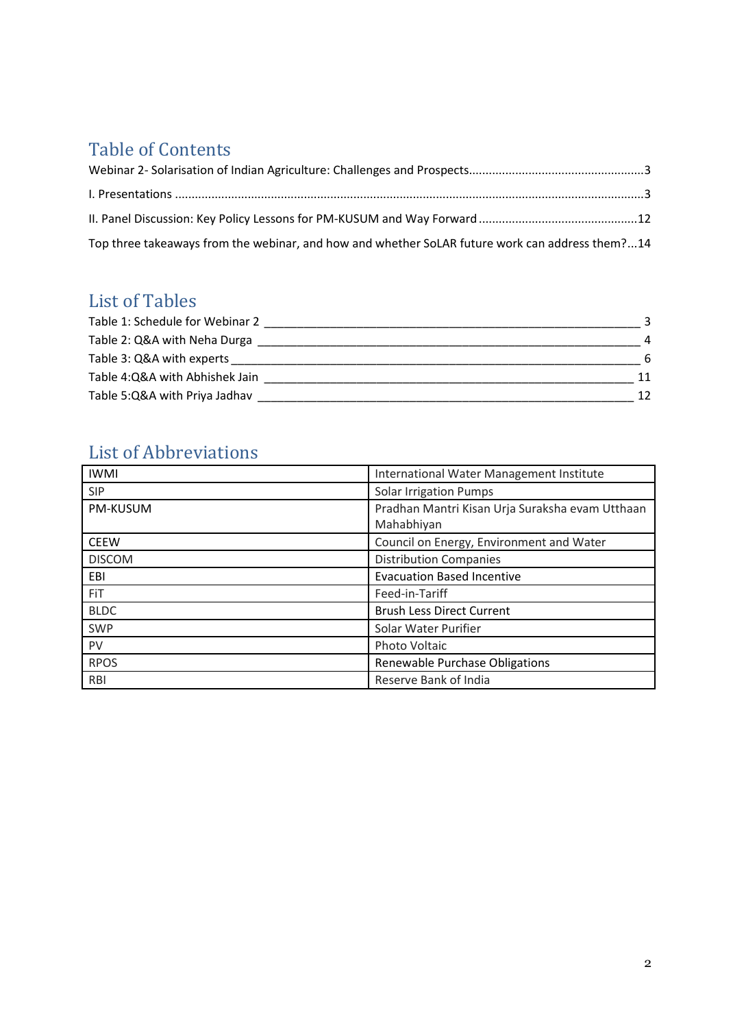## Table of Contents

Webinar 2- Solarisation of Indian Agriculture: Challenges and Prospects....................................................3

I. Presentations ..........................................................................................................................................3

II. Panel Discussion: Key Policy Lessons for PM-KUSUM and Way Forward ................................................12

Top three takeaways from the webinar, and how and whether SoLAR future work can address them?...14

## List of Tables

Table 1: Schedule for Webinar 2 ____________________________________________________________ 3
Table 2: Q&A with Neha Durga _____________________________________________________________ 4
Table 3: Q&A with experts _________________________________________________________________ 6
Table 4:Q&A with Abhishek Jain ____________________________________________________________ 11
Table 5:Q&A with Priya Jadhav _____________________________________________________________ 12

## List of Abbreviations

| | |
|---|---|
| IWMI | International Water Management Institute |
| SIP | Solar Irrigation Pumps |
| PM-KUSUM | Pradhan Mantri Kisan Urja Suraksha evam Utthaan Mahabhiyan |
| CEEW | Council on Energy, Environment and Water |
| DISCOM | Distribution Companies |
| EBI | Evacuation Based Incentive |
| FiT | Feed-in-Tariff |
| BLDC | Brush Less Direct Current |
| SWP | Solar Water Purifier |
| PV | Photo Voltaic |
| RPOS | Renewable Purchase Obligations |
| RBI | Reserve Bank of India |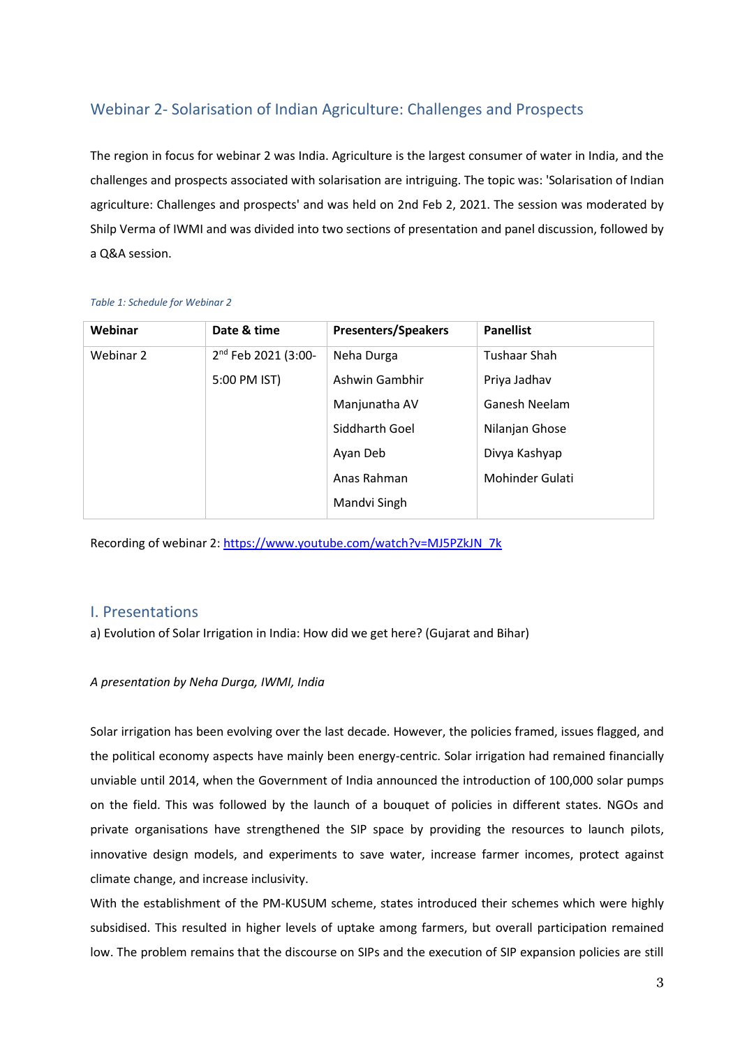## Webinar 2- Solarisation of Indian Agriculture: Challenges and Prospects

The region in focus for webinar 2 was India. Agriculture is the largest consumer of water in India, and the challenges and prospects associated with solarisation are intriguing. The topic was: 'Solarisation of Indian agriculture: Challenges and prospects' and was held on 2nd Feb 2, 2021. The session was moderated by Shilp Verma of IWMI and was divided into two sections of presentation and panel discussion, followed by a Q&A session.

*Table 1: Schedule for Webinar 2*

| Webinar | Date & time | Presenters/Speakers | Panellist |
|---|---|---|---|
| Webinar 2 | 2nd Feb 2021 (3:00-5:00 PM IST) | Neha Durga<br>Ashwin Gambhir<br>Manjunatha AV<br>Siddharth Goel<br>Ayan Deb<br>Anas Rahman<br>Mandvi Singh | Tushaar Shah<br>Priya Jadhav<br>Ganesh Neelam<br>Nilanjan Ghose<br>Divya Kashyap<br>Mohinder Gulati |

Recording of webinar 2: https://www.youtube.com/watch?v=MJ5PZkJN_7k

## I. Presentations

a) Evolution of Solar Irrigation in India: How did we get here? (Gujarat and Bihar)

*A presentation by Neha Durga, IWMI, India*

Solar irrigation has been evolving over the last decade. However, the policies framed, issues flagged, and the political economy aspects have mainly been energy-centric. Solar irrigation had remained financially unviable until 2014, when the Government of India announced the introduction of 100,000 solar pumps on the field. This was followed by the launch of a bouquet of policies in different states. NGOs and private organisations have strengthened the SIP space by providing the resources to launch pilots, innovative design models, and experiments to save water, increase farmer incomes, protect against climate change, and increase inclusivity.

With the establishment of the PM-KUSUM scheme, states introduced their schemes which were highly subsidised. This resulted in higher levels of uptake among farmers, but overall participation remained low. The problem remains that the discourse on SIPs and the execution of SIP expansion policies are still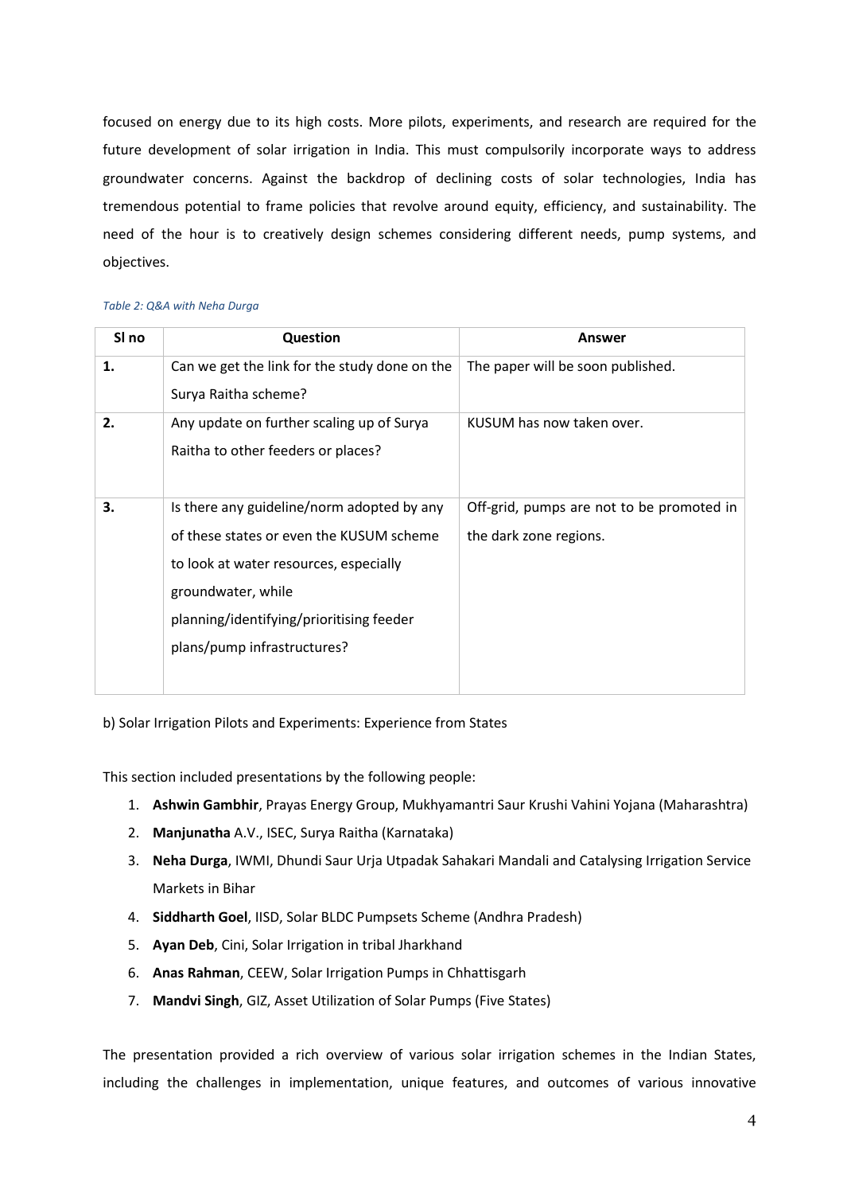focused on energy due to its high costs. More pilots, experiments, and research are required for the future development of solar irrigation in India. This must compulsorily incorporate ways to address groundwater concerns. Against the backdrop of declining costs of solar technologies, India has tremendous potential to frame policies that revolve around equity, efficiency, and sustainability. The need of the hour is to creatively design schemes considering different needs, pump systems, and objectives.

*Table 2: Q&A with Neha Durga*

| Sl no | Question | Answer |
|---|---|---|
| **1.** | Can we get the link for the study done on the Surya Raitha scheme? | The paper will be soon published. |
| **2.** | Any update on further scaling up of Surya Raitha to other feeders or places? | KUSUM has now taken over. |
| **3.** | Is there any guideline/norm adopted by any of these states or even the KUSUM scheme to look at water resources, especially groundwater, while planning/identifying/prioritising feeder plans/pump infrastructures? | Off-grid, pumps are not to be promoted in the dark zone regions. |

b) Solar Irrigation Pilots and Experiments: Experience from States

This section included presentations by the following people:

1. **Ashwin Gambhir**, Prayas Energy Group, Mukhyamantri Saur Krushi Vahini Yojana (Maharashtra)
2. **Manjunatha** A.V., ISEC, Surya Raitha (Karnataka)
3. **Neha Durga**, IWMI, Dhundi Saur Urja Utpadak Sahakari Mandali and Catalysing Irrigation Service Markets in Bihar
4. **Siddharth Goel**, IISD, Solar BLDC Pumpsets Scheme (Andhra Pradesh)
5. **Ayan Deb**, Cini, Solar Irrigation in tribal Jharkhand
6. **Anas Rahman**, CEEW, Solar Irrigation Pumps in Chhattisgarh
7. **Mandvi Singh**, GIZ, Asset Utilization of Solar Pumps (Five States)

The presentation provided a rich overview of various solar irrigation schemes in the Indian States, including the challenges in implementation, unique features, and outcomes of various innovative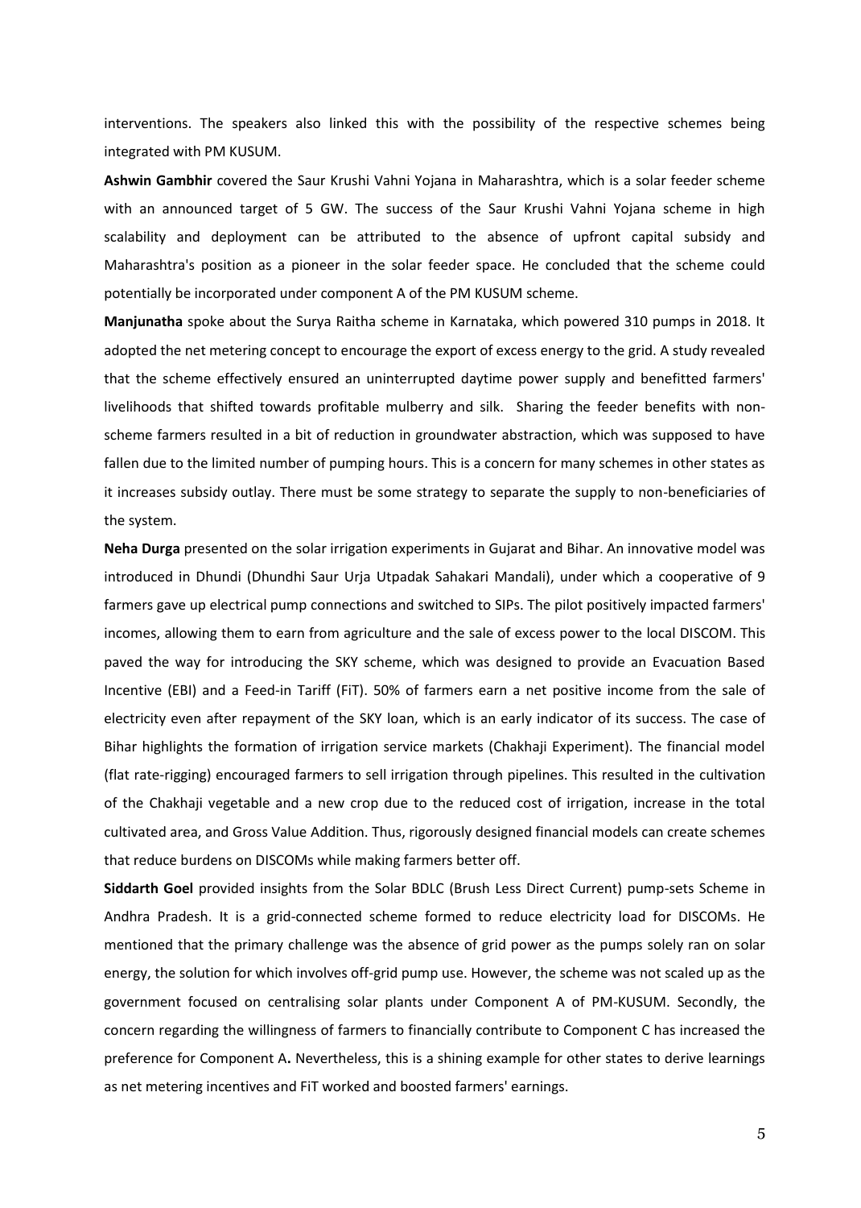interventions. The speakers also linked this with the possibility of the respective schemes being integrated with PM KUSUM.

**Ashwin Gambhir** covered the Saur Krushi Vahni Yojana in Maharashtra, which is a solar feeder scheme with an announced target of 5 GW. The success of the Saur Krushi Vahni Yojana scheme in high scalability and deployment can be attributed to the absence of upfront capital subsidy and Maharashtra's position as a pioneer in the solar feeder space. He concluded that the scheme could potentially be incorporated under component A of the PM KUSUM scheme.

**Manjunatha** spoke about the Surya Raitha scheme in Karnataka, which powered 310 pumps in 2018. It adopted the net metering concept to encourage the export of excess energy to the grid. A study revealed that the scheme effectively ensured an uninterrupted daytime power supply and benefitted farmers' livelihoods that shifted towards profitable mulberry and silk. Sharing the feeder benefits with non-scheme farmers resulted in a bit of reduction in groundwater abstraction, which was supposed to have fallen due to the limited number of pumping hours. This is a concern for many schemes in other states as it increases subsidy outlay. There must be some strategy to separate the supply to non-beneficiaries of the system.

**Neha Durga** presented on the solar irrigation experiments in Gujarat and Bihar. An innovative model was introduced in Dhundi (Dhundhi Saur Urja Utpadak Sahakari Mandali), under which a cooperative of 9 farmers gave up electrical pump connections and switched to SIPs. The pilot positively impacted farmers' incomes, allowing them to earn from agriculture and the sale of excess power to the local DISCOM. This paved the way for introducing the SKY scheme, which was designed to provide an Evacuation Based Incentive (EBI) and a Feed-in Tariff (FiT). 50% of farmers earn a net positive income from the sale of electricity even after repayment of the SKY loan, which is an early indicator of its success. The case of Bihar highlights the formation of irrigation service markets (Chakhaji Experiment). The financial model (flat rate-rigging) encouraged farmers to sell irrigation through pipelines. This resulted in the cultivation of the Chakhaji vegetable and a new crop due to the reduced cost of irrigation, increase in the total cultivated area, and Gross Value Addition. Thus, rigorously designed financial models can create schemes that reduce burdens on DISCOMs while making farmers better off.

**Siddarth Goel** provided insights from the Solar BDLC (Brush Less Direct Current) pump-sets Scheme in Andhra Pradesh. It is a grid-connected scheme formed to reduce electricity load for DISCOMs. He mentioned that the primary challenge was the absence of grid power as the pumps solely ran on solar energy, the solution for which involves off-grid pump use. However, the scheme was not scaled up as the government focused on centralising solar plants under Component A of PM-KUSUM. Secondly, the concern regarding the willingness of farmers to financially contribute to Component C has increased the preference for Component A**.** Nevertheless, this is a shining example for other states to derive learnings as net metering incentives and FiT worked and boosted farmers' earnings.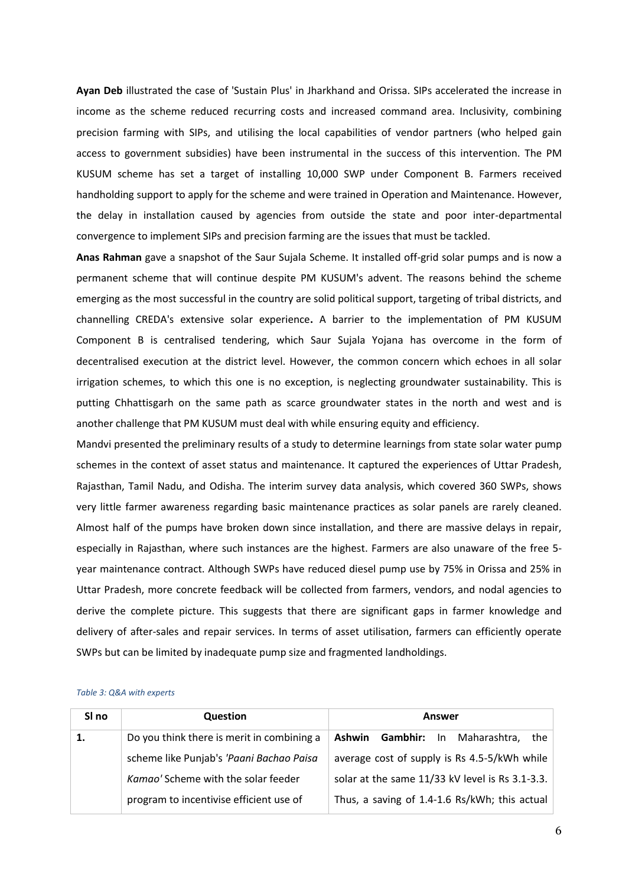**Ayan Deb** illustrated the case of 'Sustain Plus' in Jharkhand and Orissa. SIPs accelerated the increase in income as the scheme reduced recurring costs and increased command area. Inclusivity, combining precision farming with SIPs, and utilising the local capabilities of vendor partners (who helped gain access to government subsidies) have been instrumental in the success of this intervention. The PM KUSUM scheme has set a target of installing 10,000 SWP under Component B. Farmers received handholding support to apply for the scheme and were trained in Operation and Maintenance. However, the delay in installation caused by agencies from outside the state and poor inter-departmental convergence to implement SIPs and precision farming are the issues that must be tackled.

**Anas Rahman** gave a snapshot of the Saur Sujala Scheme. It installed off-grid solar pumps and is now a permanent scheme that will continue despite PM KUSUM's advent. The reasons behind the scheme emerging as the most successful in the country are solid political support, targeting of tribal districts, and channelling CREDA's extensive solar experience**.** A barrier to the implementation of PM KUSUM Component B is centralised tendering, which Saur Sujala Yojana has overcome in the form of decentralised execution at the district level. However, the common concern which echoes in all solar irrigation schemes, to which this one is no exception, is neglecting groundwater sustainability. This is putting Chhattisgarh on the same path as scarce groundwater states in the north and west and is another challenge that PM KUSUM must deal with while ensuring equity and efficiency.

Mandvi presented the preliminary results of a study to determine learnings from state solar water pump schemes in the context of asset status and maintenance. It captured the experiences of Uttar Pradesh, Rajasthan, Tamil Nadu, and Odisha. The interim survey data analysis, which covered 360 SWPs, shows very little farmer awareness regarding basic maintenance practices as solar panels are rarely cleaned. Almost half of the pumps have broken down since installation, and there are massive delays in repair, especially in Rajasthan, where such instances are the highest. Farmers are also unaware of the free 5-year maintenance contract. Although SWPs have reduced diesel pump use by 75% in Orissa and 25% in Uttar Pradesh, more concrete feedback will be collected from farmers, vendors, and nodal agencies to derive the complete picture. This suggests that there are significant gaps in farmer knowledge and delivery of after-sales and repair services. In terms of asset utilisation, farmers can efficiently operate SWPs but can be limited by inadequate pump size and fragmented landholdings.

*Table 3: Q&A with experts*

| Sl no | Question | Answer |
|---|---|---|
| **1.** | Do you think there is merit in combining a scheme like Punjab's *'Paani Bachao Paisa Kamao'* Scheme with the solar feeder program to incentivise efficient use of | **Ashwin Gambhir:** In Maharashtra, the average cost of supply is Rs 4.5-5/kWh while solar at the same 11/33 kV level is Rs 3.1-3.3. Thus, a saving of 1.4-1.6 Rs/kWh; this actual |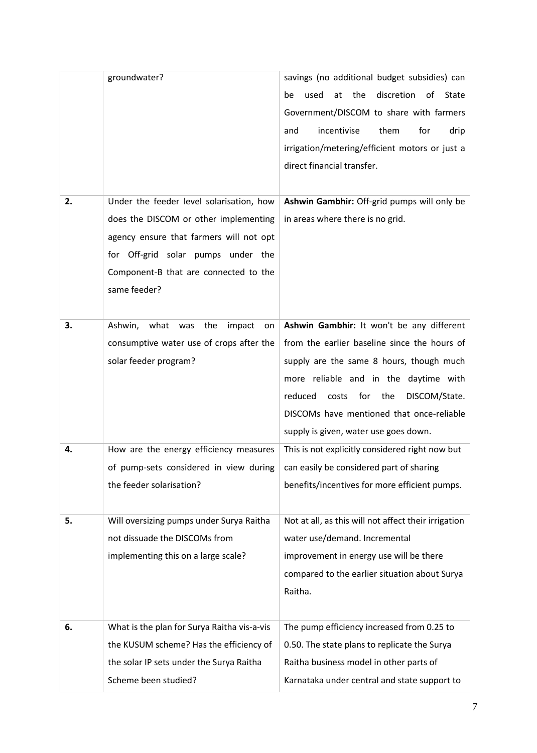| | | |
|---|---|---|
| | groundwater? | savings (no additional budget subsidies) can be used at the discretion of State Government/DISCOM to share with farmers and incentivise them for drip irrigation/metering/efficient motors or just a direct financial transfer. |
| **2.** | Under the feeder level solarisation, how does the DISCOM or other implementing agency ensure that farmers will not opt for Off-grid solar pumps under the Component-B that are connected to the same feeder? | **Ashwin Gambhir:** Off-grid pumps will only be in areas where there is no grid. |
| **3.** | Ashwin, what was the impact on consumptive water use of crops after the solar feeder program? | **Ashwin Gambhir:** It won't be any different from the earlier baseline since the hours of supply are the same 8 hours, though much more reliable and in the daytime with reduced costs for the DISCOM/State. DISCOMs have mentioned that once-reliable supply is given, water use goes down. |
| **4.** | How are the energy efficiency measures of pump-sets considered in view during the feeder solarisation? | This is not explicitly considered right now but can easily be considered part of sharing benefits/incentives for more efficient pumps. |
| **5.** | Will oversizing pumps under Surya Raitha not dissuade the DISCOMs from implementing this on a large scale? | Not at all, as this will not affect their irrigation water use/demand. Incremental improvement in energy use will be there compared to the earlier situation about Surya Raitha. |
| **6.** | What is the plan for Surya Raitha vis-a-vis the KUSUM scheme? Has the efficiency of the solar IP sets under the Surya Raitha Scheme been studied? | The pump efficiency increased from 0.25 to 0.50. The state plans to replicate the Surya Raitha business model in other parts of Karnataka under central and state support to |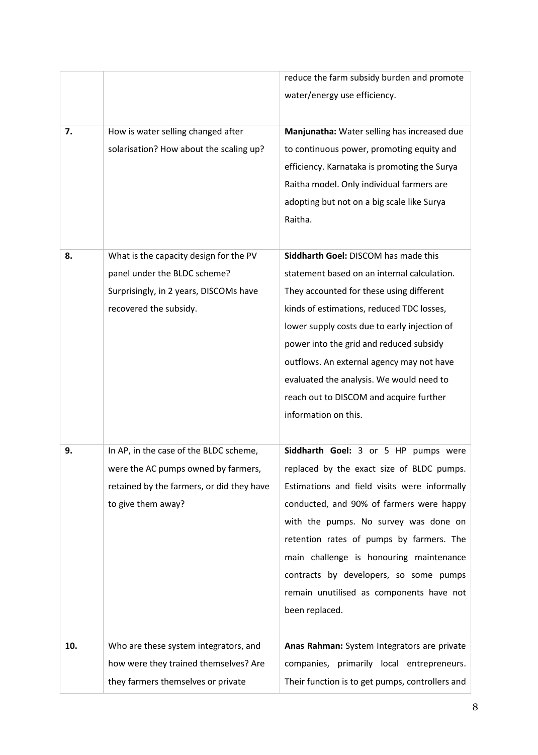| | | |
|---|---|---|
| | | reduce the farm subsidy burden and promote water/energy use efficiency. |
| **7.** | How is water selling changed after solarisation? How about the scaling up? | **Manjunatha:** Water selling has increased due to continuous power, promoting equity and efficiency. Karnataka is promoting the Surya Raitha model. Only individual farmers are adopting but not on a big scale like Surya Raitha. |
| **8.** | What is the capacity design for the PV panel under the BLDC scheme? Surprisingly, in 2 years, DISCOMs have recovered the subsidy. | **Siddharth Goel:** DISCOM has made this statement based on an internal calculation. They accounted for these using different kinds of estimations, reduced TDC losses, lower supply costs due to early injection of power into the grid and reduced subsidy outflows. An external agency may not have evaluated the analysis. We would need to reach out to DISCOM and acquire further information on this. |
| **9.** | In AP, in the case of the BLDC scheme, were the AC pumps owned by farmers, retained by the farmers, or did they have to give them away? | **Siddharth Goel:** 3 or 5 HP pumps were replaced by the exact size of BLDC pumps. Estimations and field visits were informally conducted, and 90% of farmers were happy with the pumps. No survey was done on retention rates of pumps by farmers. The main challenge is honouring maintenance contracts by developers, so some pumps remain unutilised as components have not been replaced. |
| **10.** | Who are these system integrators, and how were they trained themselves? Are they farmers themselves or private | **Anas Rahman:** System Integrators are private companies, primarily local entrepreneurs. Their function is to get pumps, controllers and |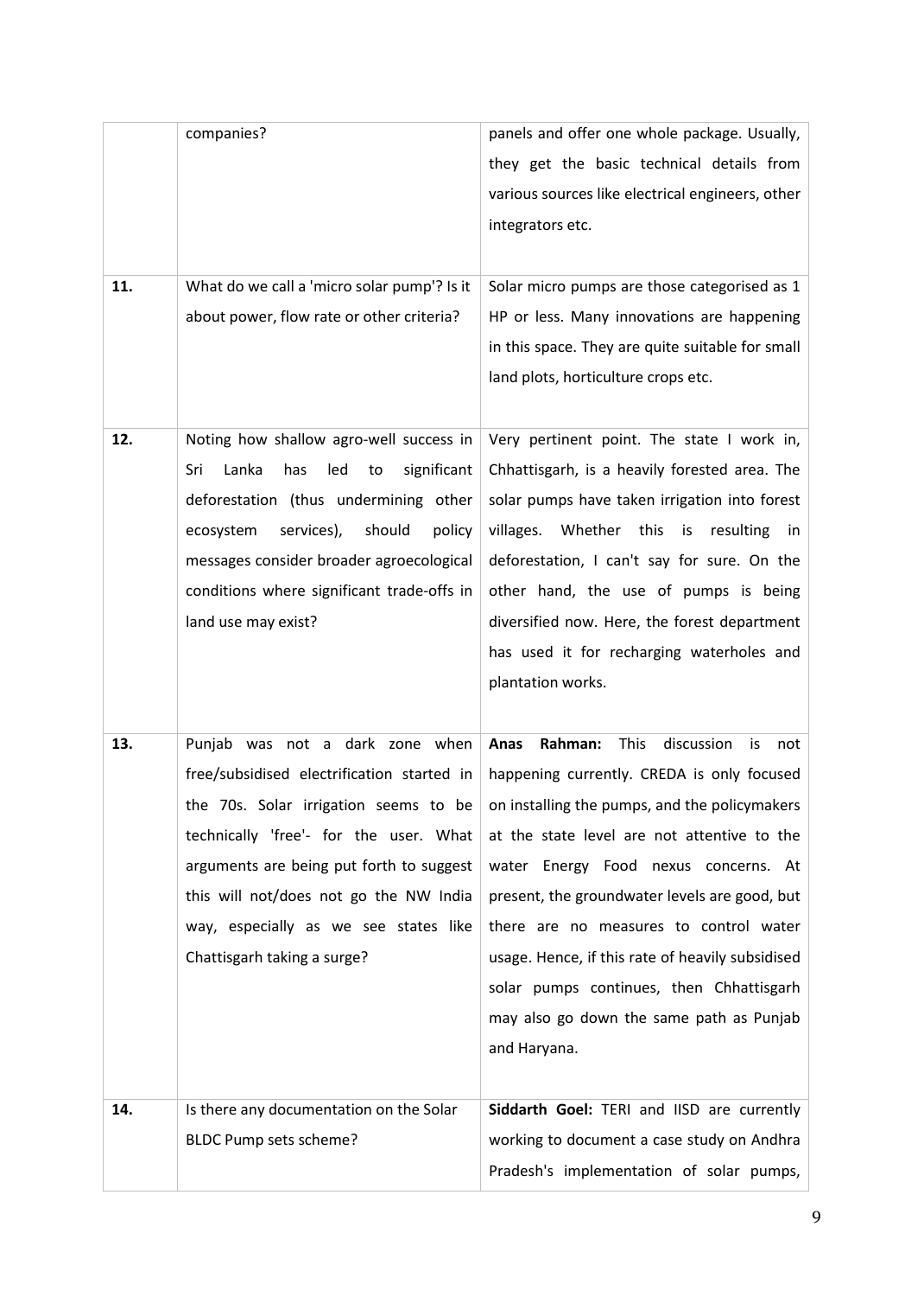| | | |
|---|---|---|
| | companies? | panels and offer one whole package. Usually, they get the basic technical details from various sources like electrical engineers, other integrators etc. |
| **11.** | What do we call a 'micro solar pump'? Is it about power, flow rate or other criteria? | Solar micro pumps are those categorised as 1 HP or less. Many innovations are happening in this space. They are quite suitable for small land plots, horticulture crops etc. |
| **12.** | Noting how shallow agro-well success in Sri Lanka has led to significant deforestation (thus undermining other ecosystem services), should policy messages consider broader agroecological conditions where significant trade-offs in land use may exist? | Very pertinent point. The state I work in, Chhattisgarh, is a heavily forested area. The solar pumps have taken irrigation into forest villages. Whether this is resulting in deforestation, I can't say for sure. On the other hand, the use of pumps is being diversified now. Here, the forest department has used it for recharging waterholes and plantation works. |
| **13.** | Punjab was not a dark zone when free/subsidised electrification started in the 70s. Solar irrigation seems to be technically 'free'- for the user. What arguments are being put forth to suggest this will not/does not go the NW India way, especially as we see states like Chattisgarh taking a surge? | **Anas Rahman:** This discussion is not happening currently. CREDA is only focused on installing the pumps, and the policymakers at the state level are not attentive to the water Energy Food nexus concerns. At present, the groundwater levels are good, but there are no measures to control water usage. Hence, if this rate of heavily subsidised solar pumps continues, then Chhattisgarh may also go down the same path as Punjab and Haryana. |
| **14.** | Is there any documentation on the Solar BLDC Pump sets scheme? | **Siddarth Goel:** TERI and IISD are currently working to document a case study on Andhra Pradesh's implementation of solar pumps, |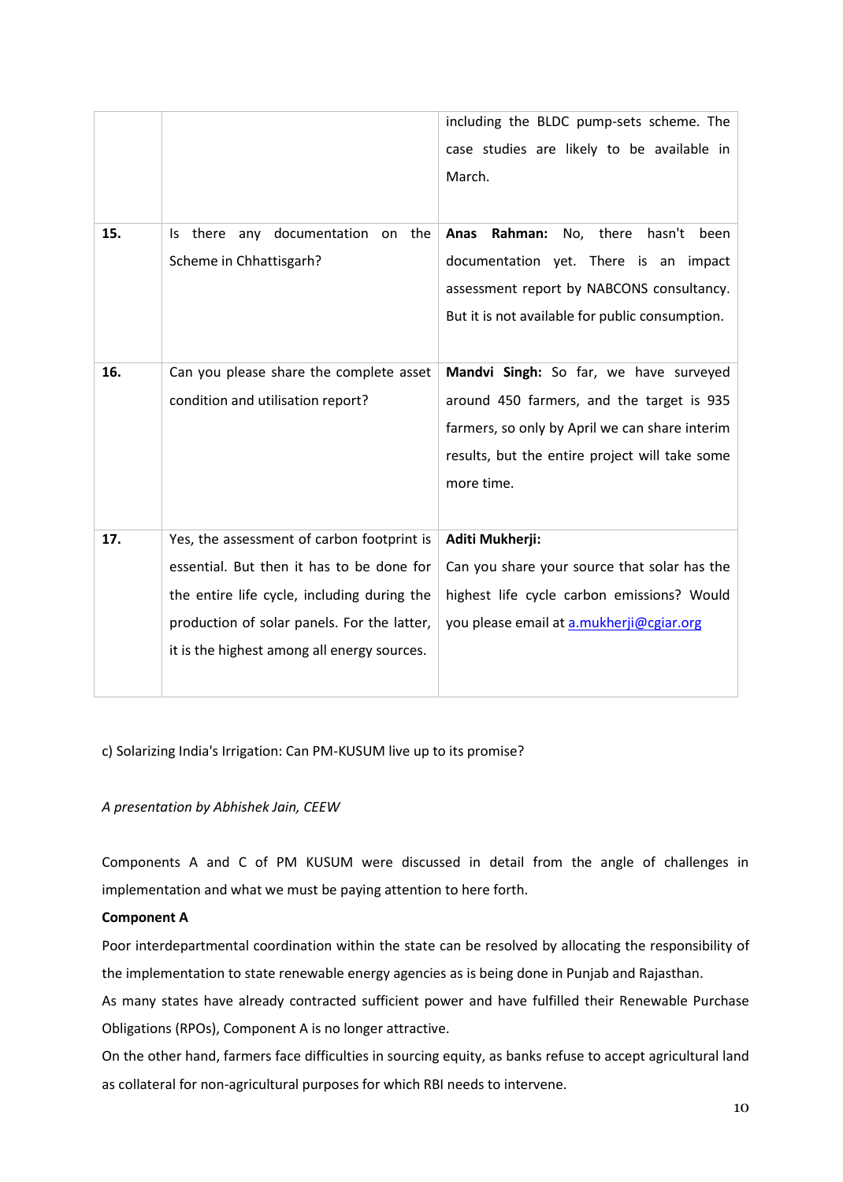| | | |
|---|---|---|
| | | including the BLDC pump-sets scheme. The case studies are likely to be available in March. |
| **15.** | Is there any documentation on the Scheme in Chhattisgarh? | **Anas Rahman:** No, there hasn't been documentation yet. There is an impact assessment report by NABCONS consultancy. But it is not available for public consumption. |
| **16.** | Can you please share the complete asset condition and utilisation report? | **Mandvi Singh:** So far, we have surveyed around 450 farmers, and the target is 935 farmers, so only by April we can share interim results, but the entire project will take some more time. |
| **17.** | Yes, the assessment of carbon footprint is essential. But then it has to be done for the entire life cycle, including during the production of solar panels. For the latter, it is the highest among all energy sources. | **Aditi Mukherji:** Can you share your source that solar has the highest life cycle carbon emissions? Would you please email at [a.mukherji@cgiar.org](mailto:a.mukherji@cgiar.org) |

c) Solarizing India's Irrigation: Can PM-KUSUM live up to its promise?

*A presentation by Abhishek Jain, CEEW*

Components A and C of PM KUSUM were discussed in detail from the angle of challenges in implementation and what we must be paying attention to here forth.

**Component A**

Poor interdepartmental coordination within the state can be resolved by allocating the responsibility of the implementation to state renewable energy agencies as is being done in Punjab and Rajasthan.

As many states have already contracted sufficient power and have fulfilled their Renewable Purchase Obligations (RPOs), Component A is no longer attractive.

On the other hand, farmers face difficulties in sourcing equity, as banks refuse to accept agricultural land as collateral for non-agricultural purposes for which RBI needs to intervene.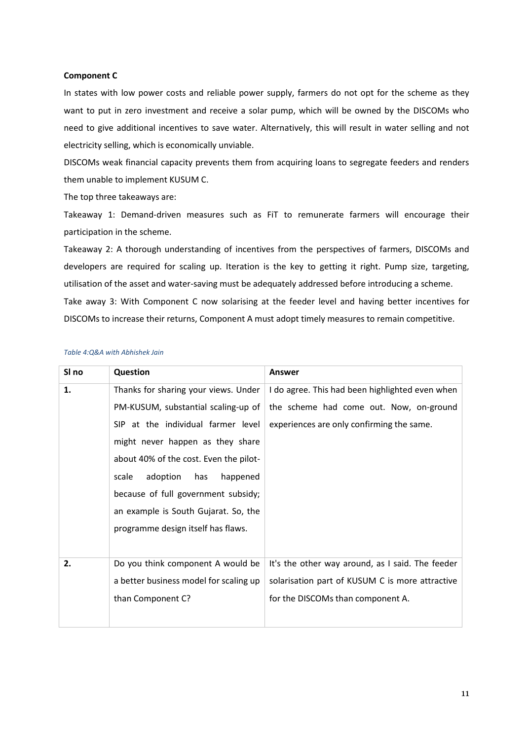**Component C**

In states with low power costs and reliable power supply, farmers do not opt for the scheme as they want to put in zero investment and receive a solar pump, which will be owned by the DISCOMs who need to give additional incentives to save water. Alternatively, this will result in water selling and not electricity selling, which is economically unviable.

DISCOMs weak financial capacity prevents them from acquiring loans to segregate feeders and renders them unable to implement KUSUM C.

The top three takeaways are:

Takeaway 1: Demand-driven measures such as FiT to remunerate farmers will encourage their participation in the scheme.

Takeaway 2: A thorough understanding of incentives from the perspectives of farmers, DISCOMs and developers are required for scaling up. Iteration is the key to getting it right. Pump size, targeting, utilisation of the asset and water-saving must be adequately addressed before introducing a scheme.

Take away 3: With Component C now solarising at the feeder level and having better incentives for DISCOMs to increase their returns, Component A must adopt timely measures to remain competitive.

*Table 4:Q&A with Abhishek Jain*

| Sl no | Question | Answer |
|---|---|---|
| **1.** | Thanks for sharing your views. Under PM-KUSUM, substantial scaling-up of SIP at the individual farmer level might never happen as they share about 40% of the cost. Even the pilot-scale adoption has happened because of full government subsidy; an example is South Gujarat. So, the programme design itself has flaws. | I do agree. This had been highlighted even when the scheme had come out. Now, on-ground experiences are only confirming the same. |
| **2.** | Do you think component A would be a better business model for scaling up than Component C? | It's the other way around, as I said. The feeder solarisation part of KUSUM C is more attractive for the DISCOMs than component A. |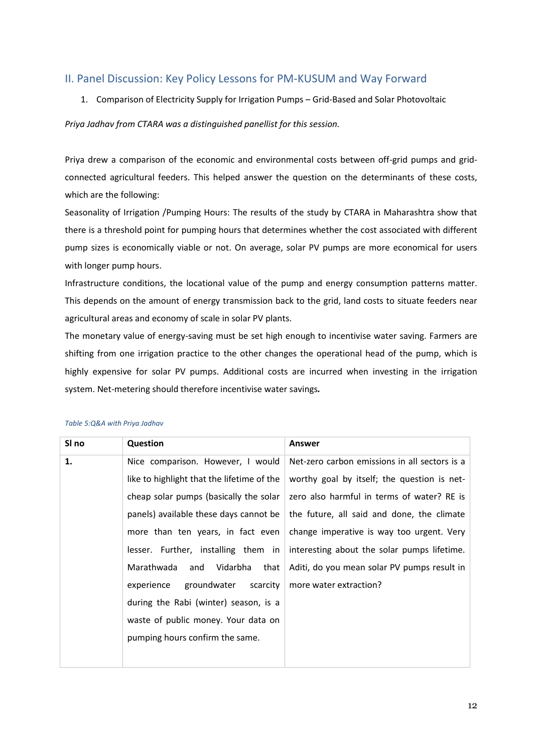## II. Panel Discussion: Key Policy Lessons for PM-KUSUM and Way Forward

1. Comparison of Electricity Supply for Irrigation Pumps – Grid-Based and Solar Photovoltaic

*Priya Jadhav from CTARA was a distinguished panellist for this session.*

Priya drew a comparison of the economic and environmental costs between off-grid pumps and grid-connected agricultural feeders. This helped answer the question on the determinants of these costs, which are the following:

Seasonality of Irrigation /Pumping Hours: The results of the study by CTARA in Maharashtra show that there is a threshold point for pumping hours that determines whether the cost associated with different pump sizes is economically viable or not. On average, solar PV pumps are more economical for users with longer pump hours.

Infrastructure conditions, the locational value of the pump and energy consumption patterns matter. This depends on the amount of energy transmission back to the grid, land costs to situate feeders near agricultural areas and economy of scale in solar PV plants.

The monetary value of energy-saving must be set high enough to incentivise water saving. Farmers are shifting from one irrigation practice to the other changes the operational head of the pump, which is highly expensive for solar PV pumps. Additional costs are incurred when investing in the irrigation system. Net-metering should therefore incentivise water savings**.**

*Table 5:Q&A with Priya Jadhav*

| Sl no | Question | Answer |
|---|---|---|
| **1.** | Nice comparison. However, I would like to highlight that the lifetime of the cheap solar pumps (basically the solar panels) available these days cannot be more than ten years, in fact even lesser. Further, installing them in Marathwada and Vidarbha that experience groundwater scarcity during the Rabi (winter) season, is a waste of public money. Your data on pumping hours confirm the same. | Net-zero carbon emissions in all sectors is a worthy goal by itself; the question is net-zero also harmful in terms of water? RE is the future, all said and done, the climate change imperative is way too urgent. Very interesting about the solar pumps lifetime. Aditi, do you mean solar PV pumps result in more water extraction? |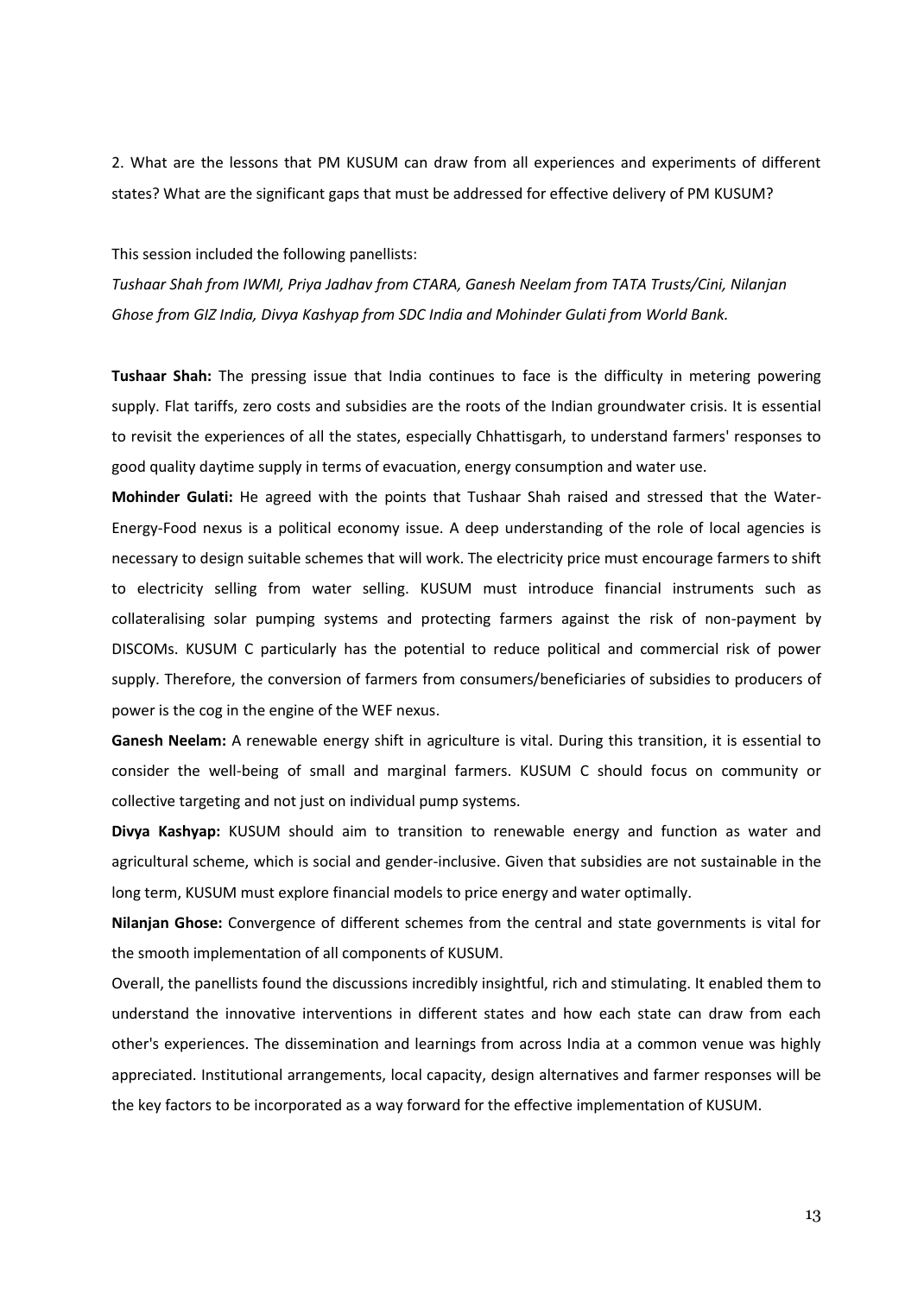2. What are the lessons that PM KUSUM can draw from all experiences and experiments of different states? What are the significant gaps that must be addressed for effective delivery of PM KUSUM?

This session included the following panellists:

*Tushaar Shah from IWMI, Priya Jadhav from CTARA, Ganesh Neelam from TATA Trusts/Cini, Nilanjan Ghose from GIZ India, Divya Kashyap from SDC India and Mohinder Gulati from World Bank.*

**Tushaar Shah:** The pressing issue that India continues to face is the difficulty in metering powering supply. Flat tariffs, zero costs and subsidies are the roots of the Indian groundwater crisis. It is essential to revisit the experiences of all the states, especially Chhattisgarh, to understand farmers' responses to good quality daytime supply in terms of evacuation, energy consumption and water use.

**Mohinder Gulati:** He agreed with the points that Tushaar Shah raised and stressed that the Water-Energy-Food nexus is a political economy issue. A deep understanding of the role of local agencies is necessary to design suitable schemes that will work. The electricity price must encourage farmers to shift to electricity selling from water selling. KUSUM must introduce financial instruments such as collateralising solar pumping systems and protecting farmers against the risk of non-payment by DISCOMs. KUSUM C particularly has the potential to reduce political and commercial risk of power supply. Therefore, the conversion of farmers from consumers/beneficiaries of subsidies to producers of power is the cog in the engine of the WEF nexus.

**Ganesh Neelam:** A renewable energy shift in agriculture is vital. During this transition, it is essential to consider the well-being of small and marginal farmers. KUSUM C should focus on community or collective targeting and not just on individual pump systems.

**Divya Kashyap:** KUSUM should aim to transition to renewable energy and function as water and agricultural scheme, which is social and gender-inclusive. Given that subsidies are not sustainable in the long term, KUSUM must explore financial models to price energy and water optimally.

**Nilanjan Ghose:** Convergence of different schemes from the central and state governments is vital for the smooth implementation of all components of KUSUM.

Overall, the panellists found the discussions incredibly insightful, rich and stimulating. It enabled them to understand the innovative interventions in different states and how each state can draw from each other's experiences. The dissemination and learnings from across India at a common venue was highly appreciated. Institutional arrangements, local capacity, design alternatives and farmer responses will be the key factors to be incorporated as a way forward for the effective implementation of KUSUM.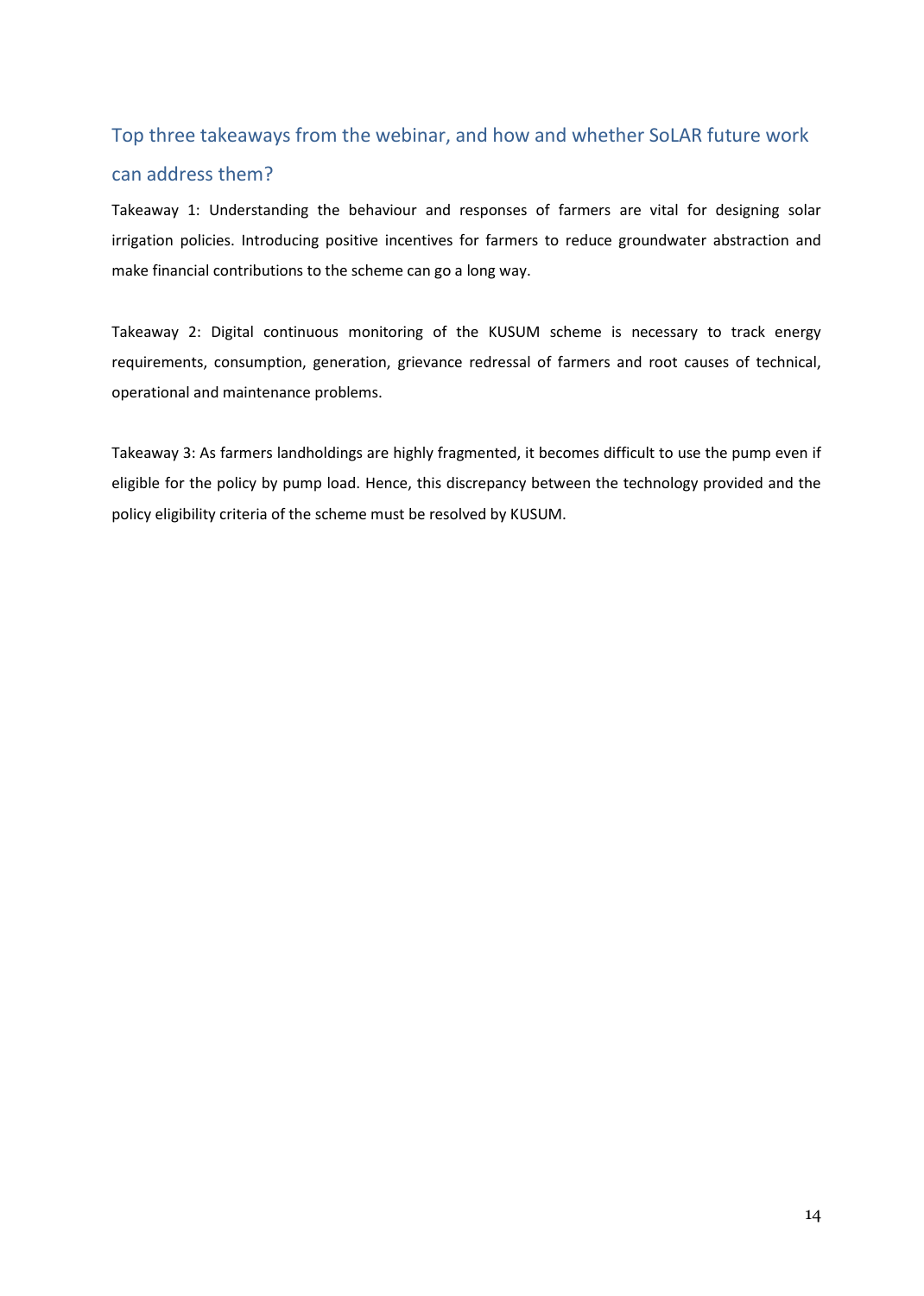## Top three takeaways from the webinar, and how and whether SoLAR future work can address them?

Takeaway 1: Understanding the behaviour and responses of farmers are vital for designing solar irrigation policies. Introducing positive incentives for farmers to reduce groundwater abstraction and make financial contributions to the scheme can go a long way.

Takeaway 2: Digital continuous monitoring of the KUSUM scheme is necessary to track energy requirements, consumption, generation, grievance redressal of farmers and root causes of technical, operational and maintenance problems.

Takeaway 3: As farmers landholdings are highly fragmented, it becomes difficult to use the pump even if eligible for the policy by pump load. Hence, this discrepancy between the technology provided and the policy eligibility criteria of the scheme must be resolved by KUSUM.